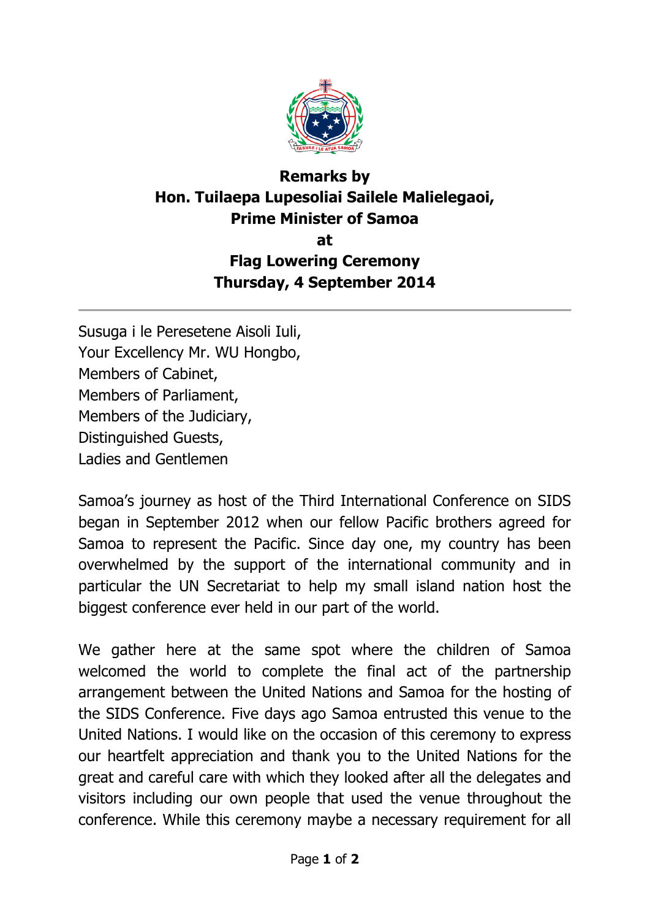**Remarks by**
**Hon. Tuilaepa Lupesoliai Sailele Malielegaoi,**
**Prime Minister of Samoa**
**at**
**Flag Lowering Ceremony**
**Thursday, 4 September 2014**

---

Susuga i le Peresetene Aisoli Iuli,
Your Excellency Mr. WU Hongbo,
Members of Cabinet,
Members of Parliament,
Members of the Judiciary,
Distinguished Guests,
Ladies and Gentlemen

Samoa's journey as host of the Third International Conference on SIDS began in September 2012 when our fellow Pacific brothers agreed for Samoa to represent the Pacific. Since day one, my country has been overwhelmed by the support of the international community and in particular the UN Secretariat to help my small island nation host the biggest conference ever held in our part of the world.

We gather here at the same spot where the children of Samoa welcomed the world to complete the final act of the partnership arrangement between the United Nations and Samoa for the hosting of the SIDS Conference. Five days ago Samoa entrusted this venue to the United Nations. I would like on the occasion of this ceremony to express our heartfelt appreciation and thank you to the United Nations for the great and careful care with which they looked after all the delegates and visitors including our own people that used the venue throughout the conference. While this ceremony maybe a necessary requirement for all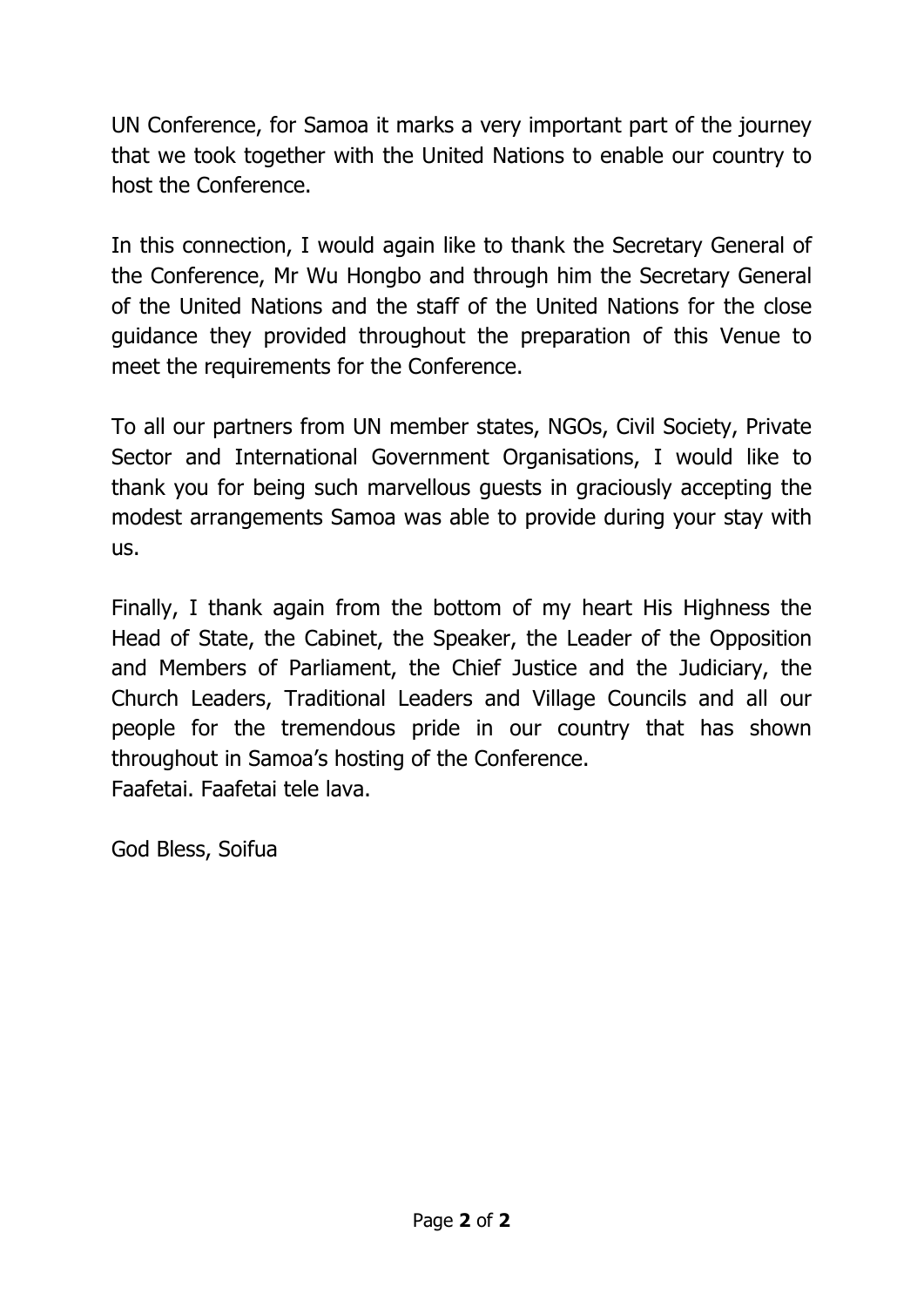UN Conference, for Samoa it marks a very important part of the journey that we took together with the United Nations to enable our country to host the Conference.

In this connection, I would again like to thank the Secretary General of the Conference, Mr Wu Hongbo and through him the Secretary General of the United Nations and the staff of the United Nations for the close guidance they provided throughout the preparation of this Venue to meet the requirements for the Conference.

To all our partners from UN member states, NGOs, Civil Society, Private Sector and International Government Organisations, I would like to thank you for being such marvellous guests in graciously accepting the modest arrangements Samoa was able to provide during your stay with us.

Finally, I thank again from the bottom of my heart His Highness the Head of State, the Cabinet, the Speaker, the Leader of the Opposition and Members of Parliament, the Chief Justice and the Judiciary, the Church Leaders, Traditional Leaders and Village Councils and all our people for the tremendous pride in our country that has shown throughout in Samoa's hosting of the Conference.
Faafetai. Faafetai tele lava.

God Bless, Soifua